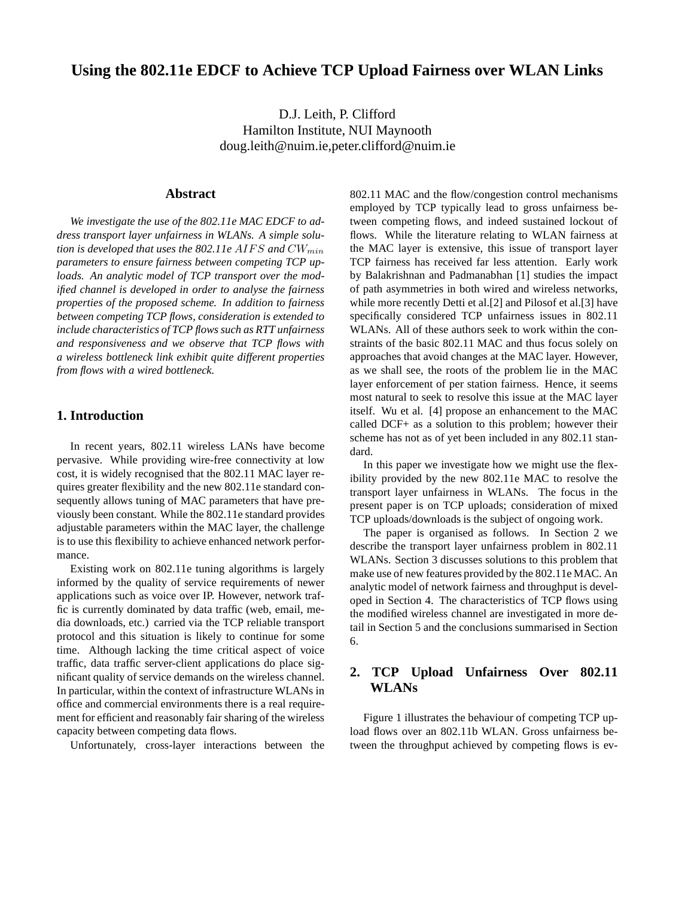# Using the 802.11e EDCF to Achieve TCP Upload Fairness over WLAN Links

D.J. Leith, P. Clifford
Hamilton Institute, NUI Maynooth
doug.leith@nuim.ie,peter.clifford@nuim.ie

## Abstract

*We investigate the use of the 802.11e MAC EDCF to address transport layer unfairness in WLANs. A simple solution is developed that uses the 802.11e $AIFS$ and $CW_{min}$ parameters to ensure fairness between competing TCP uploads. An analytic model of TCP transport over the modified channel is developed in order to analyse the fairness properties of the proposed scheme. In addition to fairness between competing TCP flows, consideration is extended to include characteristics of TCP flows such as RTT unfairness and responsiveness and we observe that TCP flows with a wireless bottleneck link exhibit quite different properties from flows with a wired bottleneck.*

## 1. Introduction

In recent years, 802.11 wireless LANs have become pervasive. While providing wire-free connectivity at low cost, it is widely recognised that the 802.11 MAC layer requires greater flexibility and the new 802.11e standard consequently allows tuning of MAC parameters that have previously been constant. While the 802.11e standard provides adjustable parameters within the MAC layer, the challenge is to use this flexibility to achieve enhanced network performance.

Existing work on 802.11e tuning algorithms is largely informed by the quality of service requirements of newer applications such as voice over IP. However, network traffic is currently dominated by data traffic (web, email, media downloads, etc.) carried via the TCP reliable transport protocol and this situation is likely to continue for some time. Although lacking the time critical aspect of voice traffic, data traffic server-client applications do place significant quality of service demands on the wireless channel. In particular, within the context of infrastructure WLANs in office and commercial environments there is a real requirement for efficient and reasonably fair sharing of the wireless capacity between competing data flows.

Unfortunately, cross-layer interactions between the 802.11 MAC and the flow/congestion control mechanisms employed by TCP typically lead to gross unfairness between competing flows, and indeed sustained lockout of flows. While the literature relating to WLAN fairness at the MAC layer is extensive, this issue of transport layer TCP fairness has received far less attention. Early work by Balakrishnan and Padmanabhan [1] studies the impact of path asymmetries in both wired and wireless networks, while more recently Detti et al.[2] and Pilosof et al.[3] have specifically considered TCP unfairness issues in 802.11 WLANs. All of these authors seek to work within the constraints of the basic 802.11 MAC and thus focus solely on approaches that avoid changes at the MAC layer. However, as we shall see, the roots of the problem lie in the MAC layer enforcement of per station fairness. Hence, it seems most natural to seek to resolve this issue at the MAC layer itself. Wu et al. [4] propose an enhancement to the MAC called DCF+ as a solution to this problem; however their scheme has not as of yet been included in any 802.11 standard.

In this paper we investigate how we might use the flexibility provided by the new 802.11e MAC to resolve the transport layer unfairness in WLANs. The focus in the present paper is on TCP uploads; consideration of mixed TCP uploads/downloads is the subject of ongoing work.

The paper is organised as follows. In Section 2 we describe the transport layer unfairness problem in 802.11 WLANs. Section 3 discusses solutions to this problem that make use of new features provided by the 802.11e MAC. An analytic model of network fairness and throughput is developed in Section 4. The characteristics of TCP flows using the modified wireless channel are investigated in more detail in Section 5 and the conclusions summarised in Section 6.

## 2. TCP Upload Unfairness Over 802.11 WLANs

Figure 1 illustrates the behaviour of competing TCP upload flows over an 802.11b WLAN. Gross unfairness between the throughput achieved by competing flows is ev-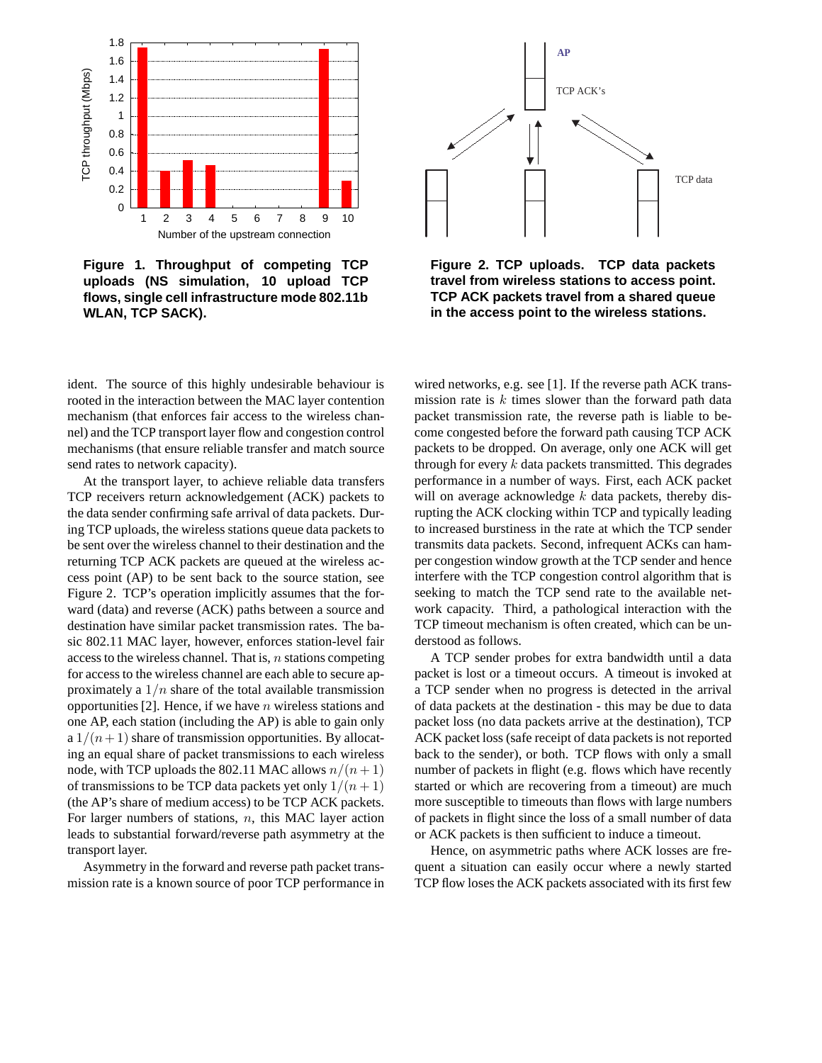**Figure 1. Throughput of competing TCP uploads (NS simulation, 10 upload TCP flows, single cell infrastructure mode 802.11b WLAN, TCP SACK).**

**Figure 2. TCP uploads. TCP data packets travel from wireless stations to access point. TCP ACK packets travel from a shared queue in the access point to the wireless stations.**

ident. The source of this highly undesirable behaviour is rooted in the interaction between the MAC layer contention mechanism (that enforces fair access to the wireless channel) and the TCP transport layer flow and congestion control mechanisms (that ensure reliable transfer and match source send rates to network capacity).

At the transport layer, to achieve reliable data transfers TCP receivers return acknowledgement (ACK) packets to the data sender confirming safe arrival of data packets. During TCP uploads, the wireless stations queue data packets to be sent over the wireless channel to their destination and the returning TCP ACK packets are queued at the wireless access point (AP) to be sent back to the source station, see Figure 2. TCP's operation implicitly assumes that the forward (data) and reverse (ACK) paths between a source and destination have similar packet transmission rates. The basic 802.11 MAC layer, however, enforces station-level fair access to the wireless channel. That is, $n$ stations competing for access to the wireless channel are each able to secure approximately a $1/n$ share of the total available transmission opportunities [2]. Hence, if we have $n$ wireless stations and one AP, each station (including the AP) is able to gain only a $1/(n+1)$ share of transmission opportunities. By allocating an equal share of packet transmissions to each wireless node, with TCP uploads the 802.11 MAC allows $n/(n+1)$ of transmissions to be TCP data packets yet only $1/(n+1)$ (the AP's share of medium access) to be TCP ACK packets. For larger numbers of stations, $n$, this MAC layer action leads to substantial forward/reverse path asymmetry at the transport layer.

Asymmetry in the forward and reverse path packet transmission rate is a known source of poor TCP performance in wired networks, e.g. see [1]. If the reverse path ACK transmission rate is $k$ times slower than the forward path data packet transmission rate, the reverse path is liable to become congested before the forward path causing TCP ACK packets to be dropped. On average, only one ACK will get through for every $k$ data packets transmitted. This degrades performance in a number of ways. First, each ACK packet will on average acknowledge $k$ data packets, thereby disrupting the ACK clocking within TCP and typically leading to increased burstiness in the rate at which the TCP sender transmits data packets. Second, infrequent ACKs can hamper congestion window growth at the TCP sender and hence interfere with the TCP congestion control algorithm that is seeking to match the TCP send rate to the available network capacity. Third, a pathological interaction with the TCP timeout mechanism is often created, which can be understood as follows.

A TCP sender probes for extra bandwidth until a data packet is lost or a timeout occurs. A timeout is invoked at a TCP sender when no progress is detected in the arrival of data packets at the destination - this may be due to data packet loss (no data packets arrive at the destination), TCP ACK packet loss (safe receipt of data packets is not reported back to the sender), or both. TCP flows with only a small number of packets in flight (e.g. flows which have recently started or which are recovering from a timeout) are much more susceptible to timeouts than flows with large numbers of packets in flight since the loss of a small number of data or ACK packets is then sufficient to induce a timeout.

Hence, on asymmetric paths where ACK losses are frequent a situation can easily occur where a newly started TCP flow loses the ACK packets associated with its first few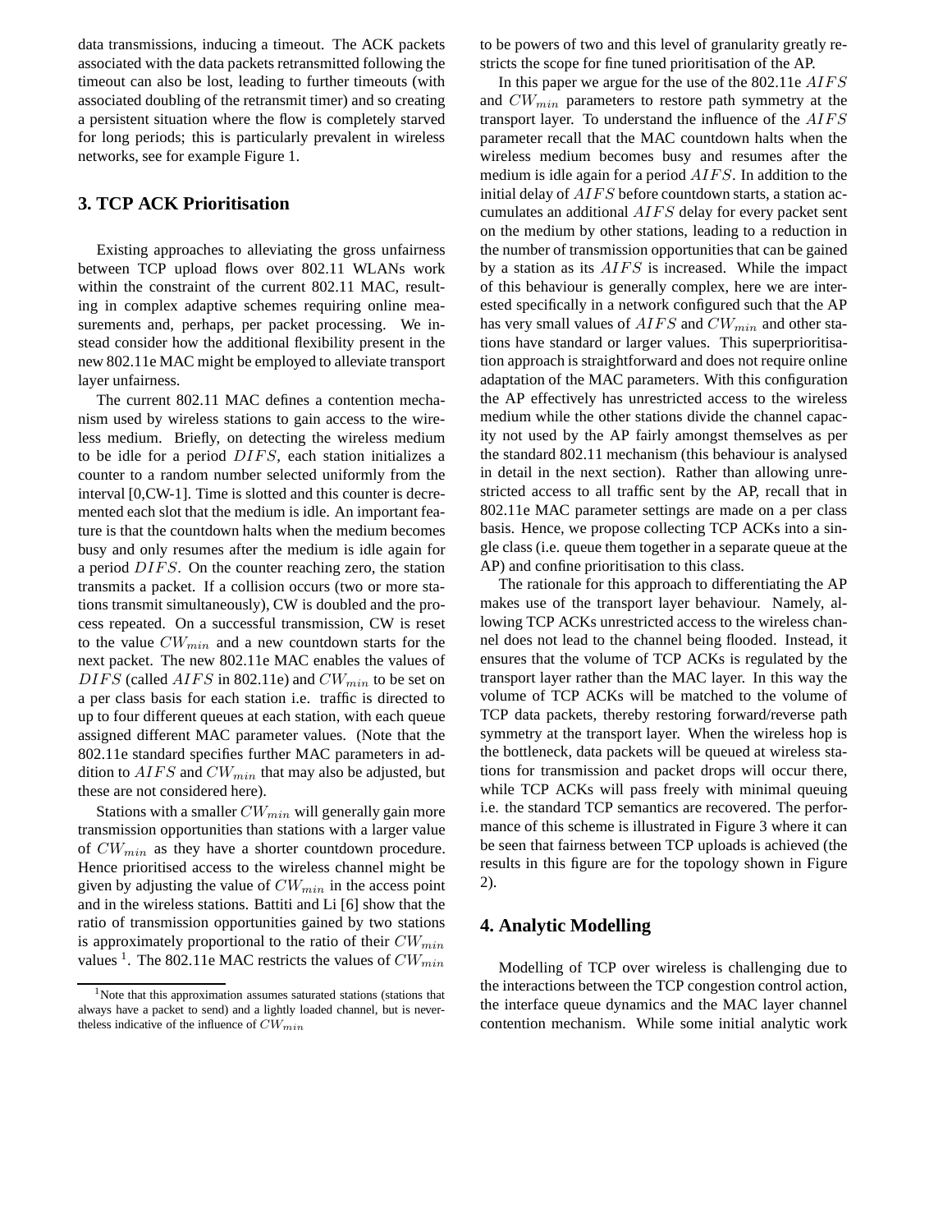data transmissions, inducing a timeout. The ACK packets associated with the data packets retransmitted following the timeout can also be lost, leading to further timeouts (with associated doubling of the retransmit timer) and so creating a persistent situation where the flow is completely starved for long periods; this is particularly prevalent in wireless networks, see for example Figure 1.

## 3. TCP ACK Prioritisation

Existing approaches to alleviating the gross unfairness between TCP upload flows over 802.11 WLANs work within the constraint of the current 802.11 MAC, resulting in complex adaptive schemes requiring online measurements and, perhaps, per packet processing. We instead consider how the additional flexibility present in the new 802.11e MAC might be employed to alleviate transport layer unfairness.

The current 802.11 MAC defines a contention mechanism used by wireless stations to gain access to the wireless medium. Briefly, on detecting the wireless medium to be idle for a period $DIFS$, each station initializes a counter to a random number selected uniformly from the interval [0,CW-1]. Time is slotted and this counter is decremented each slot that the medium is idle. An important feature is that the countdown halts when the medium becomes busy and only resumes after the medium is idle again for a period $DIFS$. On the counter reaching zero, the station transmits a packet. If a collision occurs (two or more stations transmit simultaneously), CW is doubled and the process repeated. On a successful transmission, CW is reset to the value $CW_{min}$ and a new countdown starts for the next packet. The new 802.11e MAC enables the values of $DIFS$ (called $AIFS$ in 802.11e) and $CW_{min}$ to be set on a per class basis for each station i.e. traffic is directed to up to four different queues at each station, with each queue assigned different MAC parameter values. (Note that the 802.11e standard specifies further MAC parameters in addition to $AIFS$ and $CW_{min}$ that may also be adjusted, but these are not considered here).

Stations with a smaller $CW_{min}$ will generally gain more transmission opportunities than stations with a larger value of $CW_{min}$ as they have a shorter countdown procedure. Hence prioritised access to the wireless channel might be given by adjusting the value of $CW_{min}$ in the access point and in the wireless stations. Battiti and Li [6] show that the ratio of transmission opportunities gained by two stations is approximately proportional to the ratio of their $CW_{min}$ values [1]. The 802.11e MAC restricts the values of $CW_{min}$ to be powers of two and this level of granularity greatly restricts the scope for fine tuned prioritisation of the AP.

In this paper we argue for the use of the 802.11e $AIFS$ and $CW_{min}$ parameters to restore path symmetry at the transport layer. To understand the influence of the $AIFS$ parameter recall that the MAC countdown halts when the wireless medium becomes busy and resumes after the medium is idle again for a period $AIFS$. In addition to the initial delay of $AIFS$ before countdown starts, a station accumulates an additional $AIFS$ delay for every packet sent on the medium by other stations, leading to a reduction in the number of transmission opportunities that can be gained by a station as its $AIFS$ is increased. While the impact of this behaviour is generally complex, here we are interested specifically in a network configured such that the AP has very small values of $AIFS$ and $CW_{min}$ and other stations have standard or larger values. This superprioritisation approach is straightforward and does not require online adaptation of the MAC parameters. With this configuration the AP effectively has unrestricted access to the wireless medium while the other stations divide the channel capacity not used by the AP fairly amongst themselves as per the standard 802.11 mechanism (this behaviour is analysed in detail in the next section). Rather than allowing unrestricted access to all traffic sent by the AP, recall that in 802.11e MAC parameter settings are made on a per class basis. Hence, we propose collecting TCP ACKs into a single class (i.e. queue them together in a separate queue at the AP) and confine prioritisation to this class.

The rationale for this approach to differentiating the AP makes use of the transport layer behaviour. Namely, allowing TCP ACKs unrestricted access to the wireless channel does not lead to the channel being flooded. Instead, it ensures that the volume of TCP ACKs is regulated by the transport layer rather than the MAC layer. In this way the volume of TCP ACKs will be matched to the volume of TCP data packets, thereby restoring forward/reverse path symmetry at the transport layer. When the wireless hop is the bottleneck, data packets will be queued at wireless stations for transmission and packet drops will occur there, while TCP ACKs will pass freely with minimal queuing i.e. the standard TCP semantics are recovered. The performance of this scheme is illustrated in Figure 3 where it can be seen that fairness between TCP uploads is achieved (the results in this figure are for the topology shown in Figure 2).

## 4. Analytic Modelling

Modelling of TCP over wireless is challenging due to the interactions between the TCP congestion control action, the interface queue dynamics and the MAC layer channel contention mechanism. While some initial analytic work

[1] Note that this approximation assumes saturated stations (stations that always have a packet to send) and a lightly loaded channel, but is nevertheless indicative of the influence of $CW_{min}$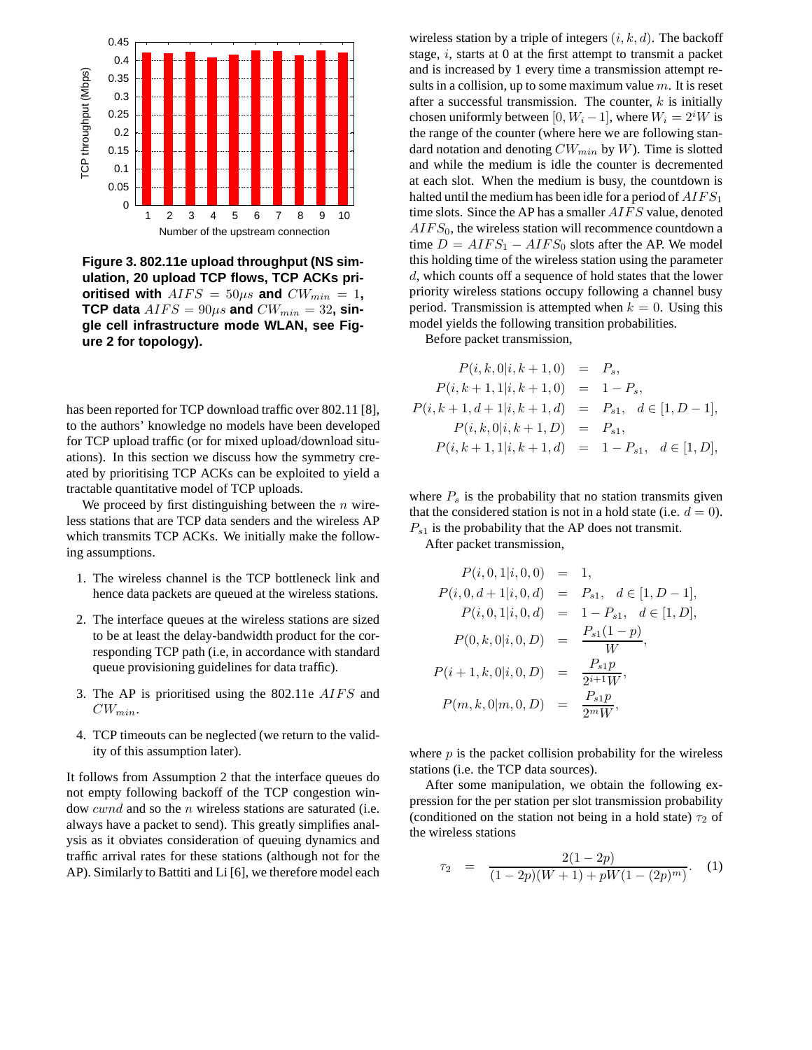**Figure 3. 802.11e upload throughput (NS simulation, 20 upload TCP flows, TCP ACKs prioritised with $AIFS = 50\mu s$ and $CW_{min} = 1$, TCP data $AIFS = 90\mu s$ and $CW_{min} = 32$, single cell infrastructure mode WLAN, see Figure 2 for topology).**

has been reported for TCP download traffic over 802.11 [8], to the authors' knowledge no models have been developed for TCP upload traffic (or for mixed upload/download situations). In this section we discuss how the symmetry created by prioritising TCP ACKs can be exploited to yield a tractable quantitative model of TCP uploads.

We proceed by first distinguishing between the $n$ wireless stations that are TCP data senders and the wireless AP which transmits TCP ACKs. We initially make the following assumptions.

1. The wireless channel is the TCP bottleneck link and hence data packets are queued at the wireless stations.
2. The interface queues at the wireless stations are sized to be at least the delay-bandwidth product for the corresponding TCP path (i.e, in accordance with standard queue provisioning guidelines for data traffic).
3. The AP is prioritised using the 802.11e $AIFS$ and $CW_{min}$.
4. TCP timeouts can be neglected (we return to the validity of this assumption later).

It follows from Assumption 2 that the interface queues do not empty following backoff of the TCP congestion window $cwnd$ and so the $n$ wireless stations are saturated (i.e. always have a packet to send). This greatly simplifies analysis as it obviates consideration of queuing dynamics and traffic arrival rates for these stations (although not for the AP). Similarly to Battiti and Li [6], we therefore model each wireless station by a triple of integers $(i, k, d)$. The backoff stage, $i$, starts at 0 at the first attempt to transmit a packet and is increased by 1 every time a transmission attempt results in a collision, up to some maximum value $m$. It is reset after a successful transmission. The counter, $k$ is initially chosen uniformly between $[0, W_i - 1]$, where $W_i = 2^i W$ is the range of the counter (where here we are following standard notation and denoting $CW_{min}$ by $W$). Time is slotted and while the medium is idle the counter is decremented at each slot. When the medium is busy, the countdown is halted until the medium has been idle for a period of $AIFS_1$ time slots. Since the AP has a smaller $AIFS$ value, denoted $AIFS_0$, the wireless station will recommence countdown a time $D = AIFS_1 - AIFS_0$ slots after the AP. We model this holding time of the wireless station using the parameter $d$, which counts off a sequence of hold states that the lower priority wireless stations occupy following a channel busy period. Transmission is attempted when $k = 0$. Using this model yields the following transition probabilities.

Before packet transmission,

$$
\begin{aligned}
P(i,k,0|i,k+1,0) &= P_s, \\
P(i,k+1,1|i,k+1,0) &= 1 - P_s, \\
P(i,k+1,d+1|i,k+1,d) &= P_{s1}, \quad d \in [1, D-1], \\
P(i,k,0|i,k+1,D) &= P_{s1}, \\
P(i,k+1,1|i,k+1,d) &= 1 - P_{s1}, \quad d \in [1, D],
\end{aligned}
$$

where $P_s$ is the probability that no station transmits given that the considered station is not in a hold state (i.e. $d = 0$). $P_{s1}$ is the probability that the AP does not transmit.

After packet transmission,

$$
\begin{aligned}
P(i,0,1|i,0,0) &= 1, \\
P(i,0,d+1|i,0,d) &= P_{s1}, \quad d \in [1, D-1], \\
P(i,0,1|i,0,d) &= 1 - P_{s1}, \quad d \in [1, D], \\
P(0,k,0|i,0,D) &= \frac{P_{s1}(1-p)}{W}, \\
P(i+1,k,0|i,0,D) &= \frac{P_{s1}p}{2^{i+1}W}, \\
P(m,k,0|m,0,D) &= \frac{P_{s1}p}{2^m W},
\end{aligned}
$$

where $p$ is the packet collision probability for the wireless stations (i.e. the TCP data sources).

After some manipulation, we obtain the following expression for the per station per slot transmission probability (conditioned on the station not being in a hold state) $\tau_2$ of the wireless stations

$$
\tau_2 = \frac{2(1-2p)}{(1-2p)(W+1) + pW(1-(2p)^m)}. \quad (1)
$$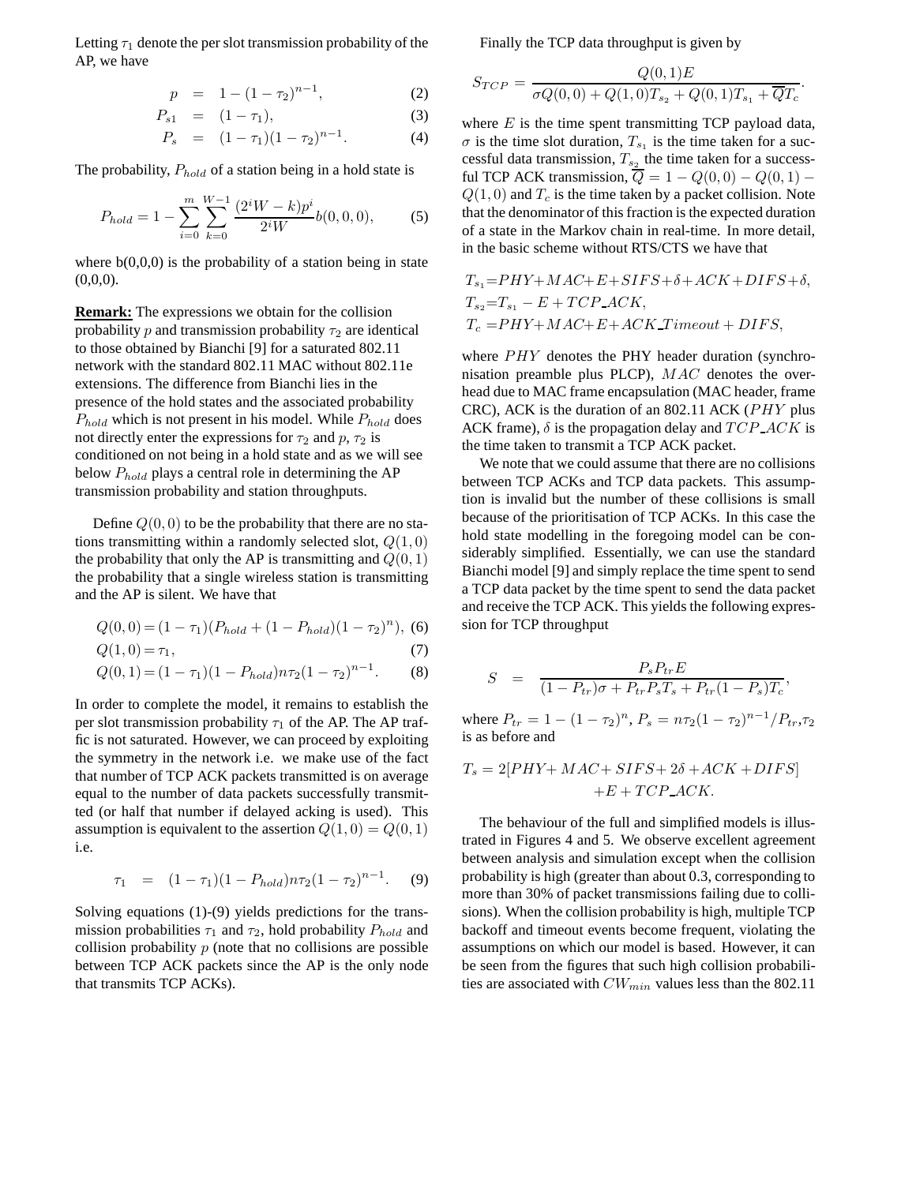Letting $\tau_1$ denote the per slot transmission probability of the AP, we have

$$p = 1 - (1 - \tau_2)^{n-1}, \quad (2)$$

$$P_{s1} = (1 - \tau_1), \quad (3)$$

$$P_s = (1 - \tau_1)(1 - \tau_2)^{n-1}. \quad (4)$$

The probability, $P_{hold}$ of a station being in a hold state is

$$P_{hold} = 1 - \sum_{i=0}^{m} \sum_{k=0}^{W-1} \frac{(2^i W - k)p^i}{2^i W} b(0,0,0), \quad (5)$$

where b(0,0,0) is the probability of a station being in state (0,0,0).

**Remark:** The expressions we obtain for the collision probability $p$ and transmission probability $\tau_2$ are identical to those obtained by Bianchi [9] for a saturated 802.11 network with the standard 802.11 MAC without 802.11e extensions. The difference from Bianchi lies in the presence of the hold states and the associated probability $P_{hold}$ which is not present in his model. While $P_{hold}$ does not directly enter the expressions for $\tau_2$ and $p$, $\tau_2$ is conditioned on not being in a hold state and as we will see below $P_{hold}$ plays a central role in determining the AP transmission probability and station throughputs.

Define $Q(0,0)$ to be the probability that there are no stations transmitting within a randomly selected slot, $Q(1,0)$ the probability that only the AP is transmitting and $Q(0,1)$ the probability that a single wireless station is transmitting and the AP is silent. We have that

$$Q(0,0) = (1 - \tau_1)(P_{hold} + (1 - P_{hold})(1 - \tau_2)^n), \quad (6)$$

$$Q(1,0) = \tau_1, \quad (7)$$

$$Q(0,1) = (1 - \tau_1)(1 - P_{hold})n\tau_2(1 - \tau_2)^{n-1}. \quad (8)$$

In order to complete the model, it remains to establish the per slot transmission probability $\tau_1$ of the AP. The AP traffic is not saturated. However, we can proceed by exploiting the symmetry in the network i.e. we make use of the fact that number of TCP ACK packets transmitted is on average equal to the number of data packets successfully transmitted (or half that number if delayed acking is used). This assumption is equivalent to the assertion $Q(1,0) = Q(0,1)$ i.e.

$$\tau_1 = (1 - \tau_1)(1 - P_{hold})n\tau_2(1 - \tau_2)^{n-1}. \quad (9)$$

Solving equations (1)-(9) yields predictions for the transmission probabilities $\tau_1$ and $\tau_2$, hold probability $P_{hold}$ and collision probability $p$ (note that no collisions are possible between TCP ACK packets since the AP is the only node that transmits TCP ACKs).

Finally the TCP data throughput is given by

$$S_{TCP} = \frac{Q(0,1)E}{\sigma Q(0,0) + Q(1,0)T_{s_2} + Q(0,1)T_{s_1} + \overline{Q}T_c}.$$

where $E$ is the time spent transmitting TCP payload data, $\sigma$ is the time slot duration, $T_{s_1}$ is the time taken for a successful data transmission, $T_{s_2}$ the time taken for a successful TCP ACK transmission, $\overline{Q} = 1 - Q(0,0) - Q(0,1) - Q(1,0)$ and $T_c$ is the time taken by a packet collision. Note that the denominator of this fraction is the expected duration of a state in the Markov chain in real-time. In more detail, in the basic scheme without RTS/CTS we have that

$$T_{s_1} = PHY + MAC + E + SIFS + \delta + ACK + DIFS + \delta,$$

$$T_{s_2} = T_{s_1} - E + TCP\_ACK,$$

$$T_c = PHY + MAC + E + ACK\_Timeout + DIFS,$$

where $PHY$ denotes the PHY header duration (synchronisation preamble plus PLCP), $MAC$ denotes the overhead due to MAC frame encapsulation (MAC header, frame CRC), ACK is the duration of an 802.11 ACK ($PHY$ plus ACK frame), $\delta$ is the propagation delay and $TCP\_ACK$ is the time taken to transmit a TCP ACK packet.

We note that we could assume that there are no collisions between TCP ACKs and TCP data packets. This assumption is invalid but the number of these collisions is small because of the prioritisation of TCP ACKs. In this case the hold state modelling in the foregoing model can be considerably simplified. Essentially, we can use the standard Bianchi model [9] and simply replace the time spent to send a TCP data packet by the time spent to send the data packet and receive the TCP ACK. This yields the following expression for TCP throughput

$$S = \frac{P_s P_{tr} E}{(1 - P_{tr})\sigma + P_{tr} P_s T_s + P_{tr}(1 - P_s)T_c},$$

where $P_{tr} = 1 - (1 - \tau_2)^n$, $P_s = n\tau_2(1 - \tau_2)^{n-1}/P_{tr}$, $\tau_2$ is as before and

$$T_s = 2[PHY + MAC + SIFS + 2\delta + ACK + DIFS] + E + TCP\_ACK.$$

The behaviour of the full and simplified models is illustrated in Figures 4 and 5. We observe excellent agreement between analysis and simulation except when the collision probability is high (greater than about 0.3, corresponding to more than 30% of packet transmissions failing due to collisions). When the collision probability is high, multiple TCP backoff and timeout events become frequent, violating the assumptions on which our model is based. However, it can be seen from the figures that such high collision probabilities are associated with $CW_{min}$ values less than the 802.11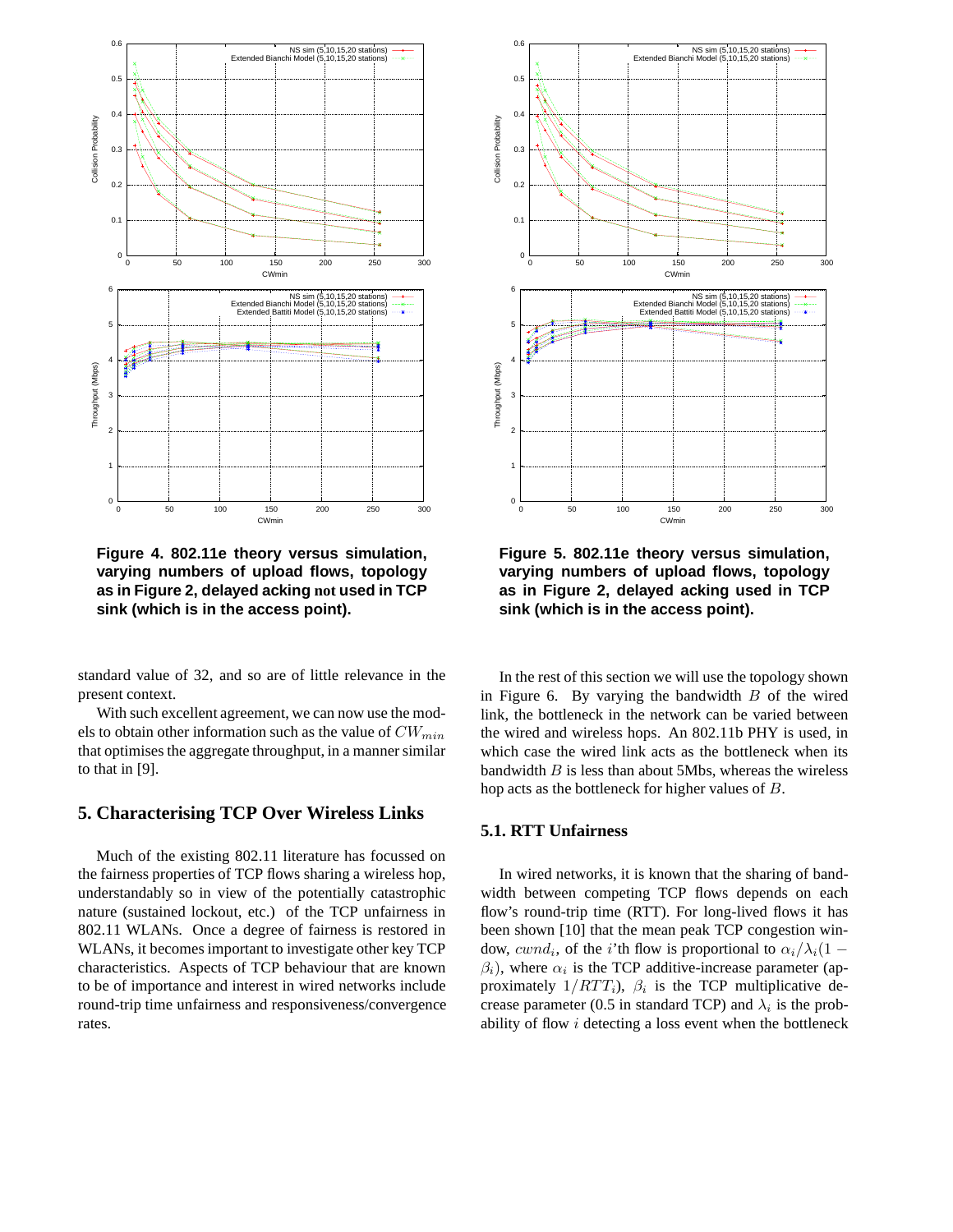**Figure 4. 802.11e theory versus simulation, varying numbers of upload flows, topology as in Figure 2, delayed acking not used in TCP sink (which is in the access point).**

**Figure 5. 802.11e theory versus simulation, varying numbers of upload flows, topology as in Figure 2, delayed acking used in TCP sink (which is in the access point).**

standard value of 32, and so are of little relevance in the present context.

With such excellent agreement, we can now use the models to obtain other information such as the value of $CW_{min}$ that optimises the aggregate throughput, in a manner similar to that in [9].

## 5. Characterising TCP Over Wireless Links

Much of the existing 802.11 literature has focussed on the fairness properties of TCP flows sharing a wireless hop, understandably so in view of the potentially catastrophic nature (sustained lockout, etc.) of the TCP unfairness in 802.11 WLANs. Once a degree of fairness is restored in WLANs, it becomes important to investigate other key TCP characteristics. Aspects of TCP behaviour that are known to be of importance and interest in wired networks include round-trip time unfairness and responsiveness/convergence rates.

In the rest of this section we will use the topology shown in Figure 6. By varying the bandwidth $B$ of the wired link, the bottleneck in the network can be varied between the wired and wireless hops. An 802.11b PHY is used, in which case the wired link acts as the bottleneck when its bandwidth $B$ is less than about 5Mbs, whereas the wireless hop acts as the bottleneck for higher values of $B$.

### 5.1. RTT Unfairness

In wired networks, it is known that the sharing of bandwidth between competing TCP flows depends on each flow's round-trip time (RTT). For long-lived flows it has been shown [10] that the mean peak TCP congestion window, $cwnd_i$, of the $i$'th flow is proportional to $\alpha_i/\lambda_i(1-\beta_i)$, where $\alpha_i$ is the TCP additive-increase parameter (approximately $1/RTT_i$), $\beta_i$ is the TCP multiplicative decrease parameter (0.5 in standard TCP) and $\lambda_i$ is the probability of flow $i$ detecting a loss event when the bottleneck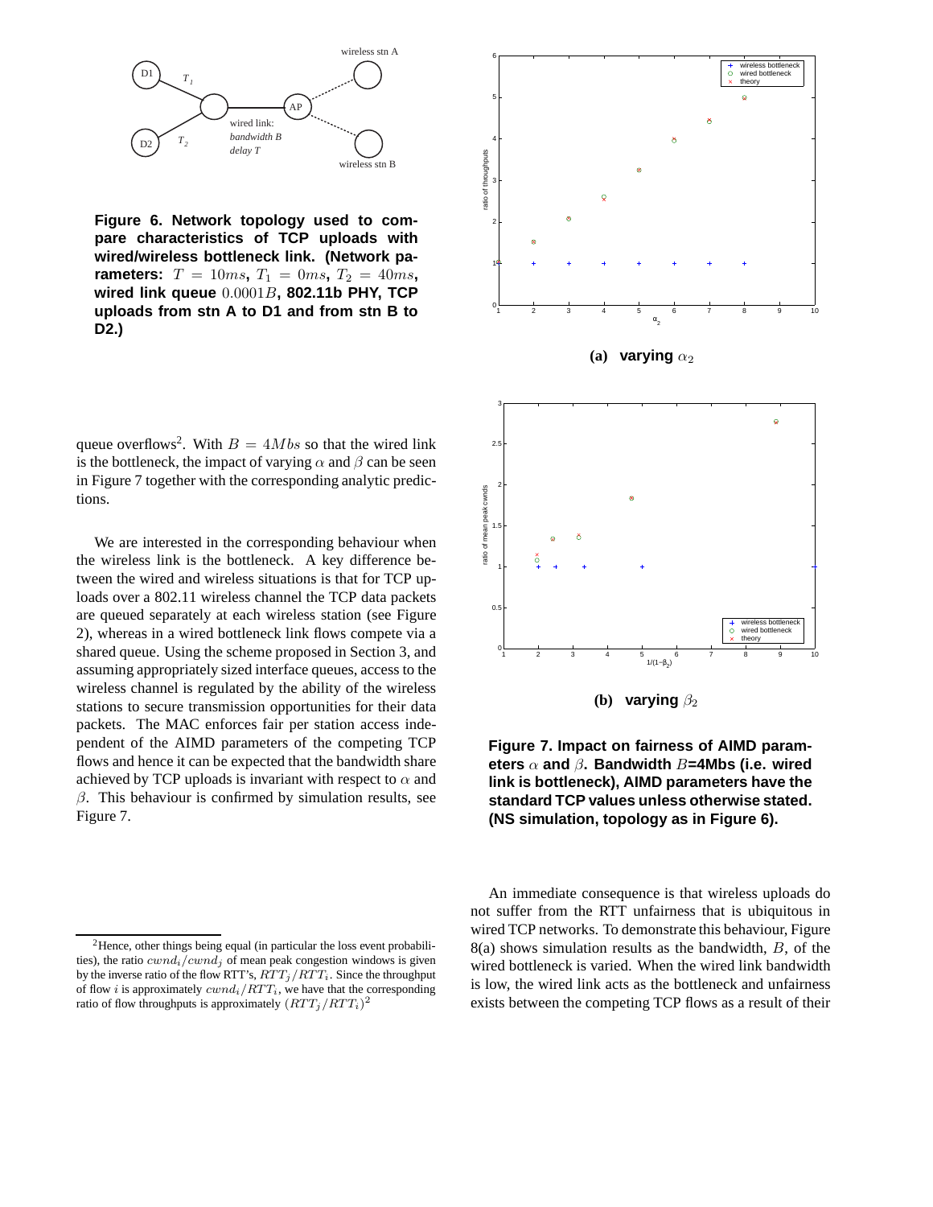**Figure 6. Network topology used to compare characteristics of TCP uploads with wired/wireless bottleneck link. (Network parameters: $T = 10ms$, $T_1 = 0ms$, $T_2 = 40ms$, wired link queue $0.0001B$, 802.11b PHY, TCP uploads from stn A to D1 and from stn B to D2.)**

(a) varying $\alpha_2$

(b) varying $\beta_2$

**Figure 7. Impact on fairness of AIMD parameters $\alpha$ and $\beta$. Bandwidth $B$=4Mbs (i.e. wired link is bottleneck), AIMD parameters have the standard TCP values unless otherwise stated. (NS simulation, topology as in Figure 6).**

queue overflows[2]. With $B = 4Mbs$ so that the wired link is the bottleneck, the impact of varying $\alpha$ and $\beta$ can be seen in Figure 7 together with the corresponding analytic predictions.

We are interested in the corresponding behaviour when the wireless link is the bottleneck. A key difference between the wired and wireless situations is that for TCP uploads over a 802.11 wireless channel the TCP data packets are queued separately at each wireless station (see Figure 2), whereas in a wired bottleneck link flows compete via a shared queue. Using the scheme proposed in Section 3, and assuming appropriately sized interface queues, access to the wireless channel is regulated by the ability of the wireless stations to secure transmission opportunities for their data packets. The MAC enforces fair per station access independent of the AIMD parameters of the competing TCP flows and hence it can be expected that the bandwidth share achieved by TCP uploads is invariant with respect to $\alpha$ and $\beta$. This behaviour is confirmed by simulation results, see Figure 7.

An immediate consequence is that wireless uploads do not suffer from the RTT unfairness that is ubiquitous in wired TCP networks. To demonstrate this behaviour, Figure 8(a) shows simulation results as the bandwidth, $B$, of the wired bottleneck is varied. When the wired link bandwidth is low, the wired link acts as the bottleneck and unfairness exists between the competing TCP flows as a result of their

[2] Hence, other things being equal (in particular the loss event probabilities), the ratio $cwnd_i/cwnd_j$ of mean peak congestion windows is given by the inverse ratio of the flow RTT's, $RTT_j/RTT_i$. Since the throughput of flow $i$ is approximately $cwnd_i/RTT_i$, we have that the corresponding ratio of flow throughputs is approximately $(RTT_j/RTT_i)^2$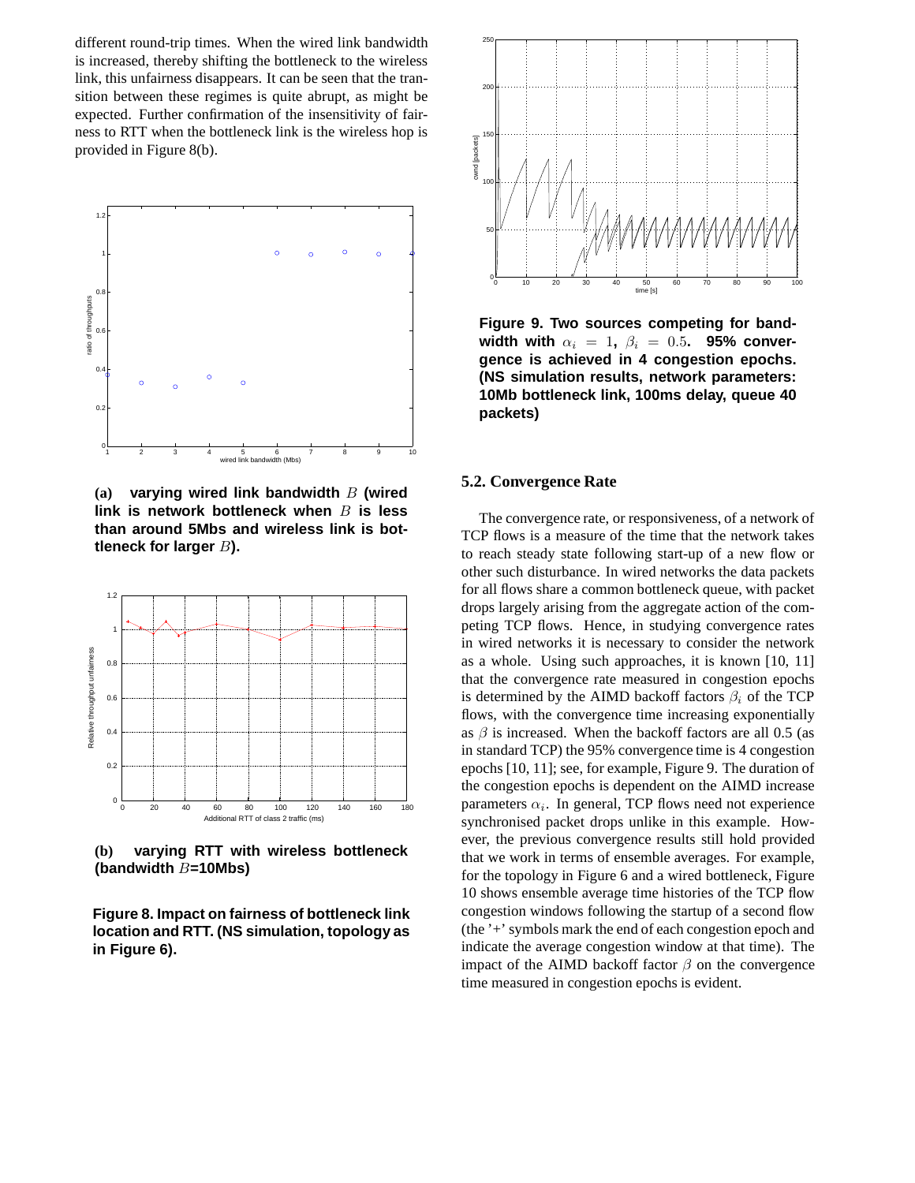different round-trip times. When the wired link bandwidth is increased, thereby shifting the bottleneck to the wireless link, this unfairness disappears. It can be seen that the transition between these regimes is quite abrupt, as might be expected. Further confirmation of the insensitivity of fairness to RTT when the bottleneck link is the wireless hop is provided in Figure 8(b).

**(a) varying wired link bandwidth $B$ (wired link is network bottleneck when $B$ is less than around 5Mbs and wireless link is bottleneck for larger $B$).**

**(b) varying RTT with wireless bottleneck (bandwidth $B$=10Mbs)**

**Figure 8. Impact on fairness of bottleneck link location and RTT. (NS simulation, topology as in Figure 6).**

**Figure 9. Two sources competing for bandwidth with $\alpha_i = 1$, $\beta_i = 0.5$. 95% convergence is achieved in 4 congestion epochs. (NS simulation results, network parameters: 10Mb bottleneck link, 100ms delay, queue 40 packets)**

### 5.2. Convergence Rate

The convergence rate, or responsiveness, of a network of TCP flows is a measure of the time that the network takes to reach steady state following start-up of a new flow or other such disturbance. In wired networks the data packets for all flows share a common bottleneck queue, with packet drops largely arising from the aggregate action of the competing TCP flows. Hence, in studying convergence rates in wired networks it is necessary to consider the network as a whole. Using such approaches, it is known [10, 11] that the convergence rate measured in congestion epochs is determined by the AIMD backoff factors $\beta_i$ of the TCP flows, with the convergence time increasing exponentially as $\beta$ is increased. When the backoff factors are all 0.5 (as in standard TCP) the 95% convergence time is 4 congestion epochs [10, 11]; see, for example, Figure 9. The duration of the congestion epochs is dependent on the AIMD increase parameters $\alpha_i$. In general, TCP flows need not experience synchronised packet drops unlike in this example. However, the previous convergence results still hold provided that we work in terms of ensemble averages. For example, for the topology in Figure 6 and a wired bottleneck, Figure 10 shows ensemble average time histories of the TCP flow congestion windows following the startup of a second flow (the '+' symbols mark the end of each congestion epoch and indicate the average congestion window at that time). The impact of the AIMD backoff factor $\beta$ on the convergence time measured in congestion epochs is evident.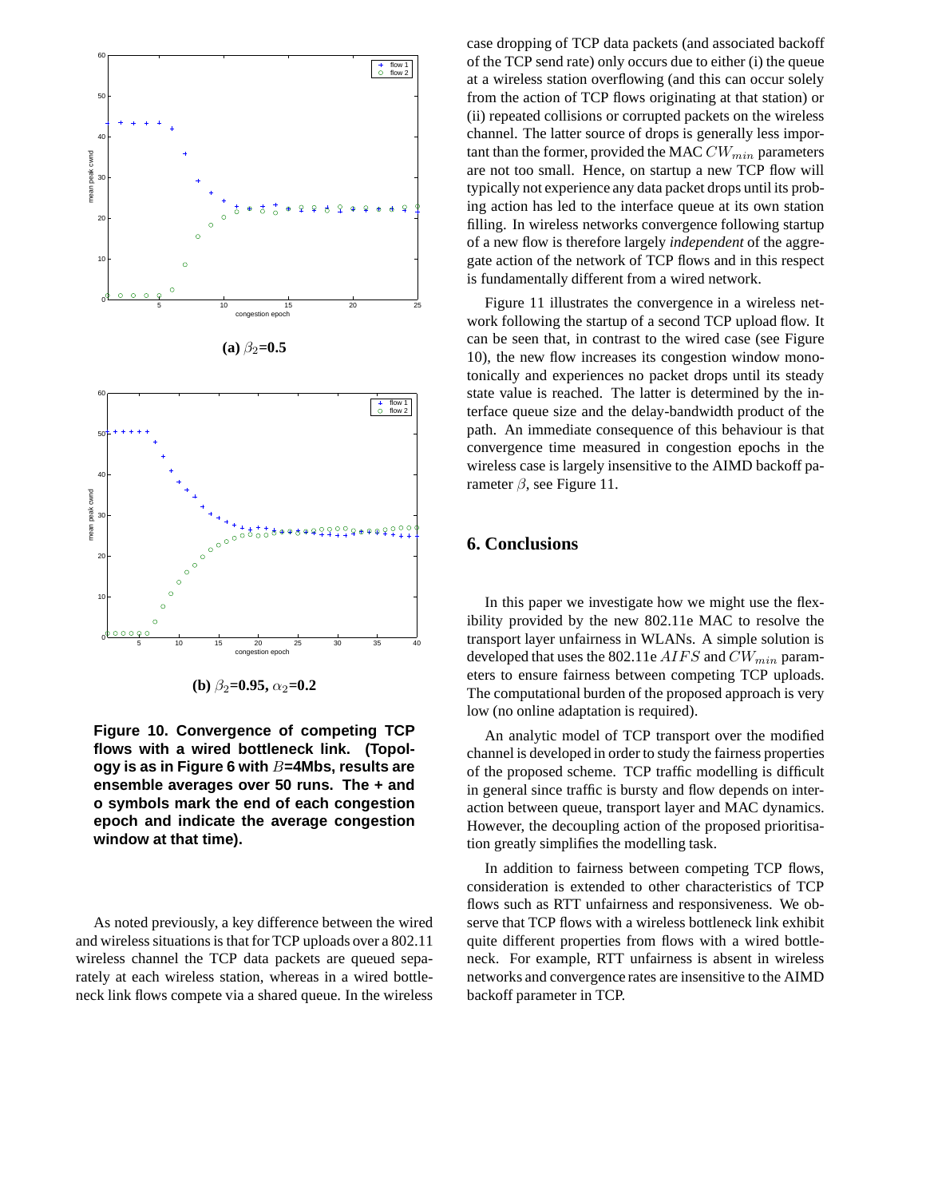(a) $\beta_2$=0.5

(b) $\beta_2$=0.95, $\alpha_2$=0.2

**Figure 10. Convergence of competing TCP flows with a wired bottleneck link. (Topology is as in Figure 6 with $B$=4Mbs, results are ensemble averages over 50 runs. The + and o symbols mark the end of each congestion epoch and indicate the average congestion window at that time).**

As noted previously, a key difference between the wired and wireless situations is that for TCP uploads over a 802.11 wireless channel the TCP data packets are queued separately at each wireless station, whereas in a wired bottleneck link flows compete via a shared queue. In the wireless case dropping of TCP data packets (and associated backoff of the TCP send rate) only occurs due to either (i) the queue at a wireless station overflowing (and this can occur solely from the action of TCP flows originating at that station) or (ii) repeated collisions or corrupted packets on the wireless channel. The latter source of drops is generally less important than the former, provided the MAC $CW_{min}$ parameters are not too small. Hence, on startup a new TCP flow will typically not experience any data packet drops until its probing action has led to the interface queue at its own station filling. In wireless networks convergence following startup of a new flow is therefore largely *independent* of the aggregate action of the network of TCP flows and in this respect is fundamentally different from a wired network.

Figure 11 illustrates the convergence in a wireless network following the startup of a second TCP upload flow. It can be seen that, in contrast to the wired case (see Figure 10), the new flow increases its congestion window monotonically and experiences no packet drops until its steady state value is reached. The latter is determined by the interface queue size and the delay-bandwidth product of the path. An immediate consequence of this behaviour is that convergence time measured in congestion epochs in the wireless case is largely insensitive to the AIMD backoff parameter $\beta$, see Figure 11.

## 6. Conclusions

In this paper we investigate how we might use the flexibility provided by the new 802.11e MAC to resolve the transport layer unfairness in WLANs. A simple solution is developed that uses the 802.11e $AIFS$ and $CW_{min}$ parameters to ensure fairness between competing TCP uploads. The computational burden of the proposed approach is very low (no online adaptation is required).

An analytic model of TCP transport over the modified channel is developed in order to study the fairness properties of the proposed scheme. TCP traffic modelling is difficult in general since traffic is bursty and flow depends on interaction between queue, transport layer and MAC dynamics. However, the decoupling action of the proposed prioritisation greatly simplifies the modelling task.

In addition to fairness between competing TCP flows, consideration is extended to other characteristics of TCP flows such as RTT unfairness and responsiveness. We observe that TCP flows with a wireless bottleneck link exhibit quite different properties from flows with a wired bottleneck. For example, RTT unfairness is absent in wireless networks and convergence rates are insensitive to the AIMD backoff parameter in TCP.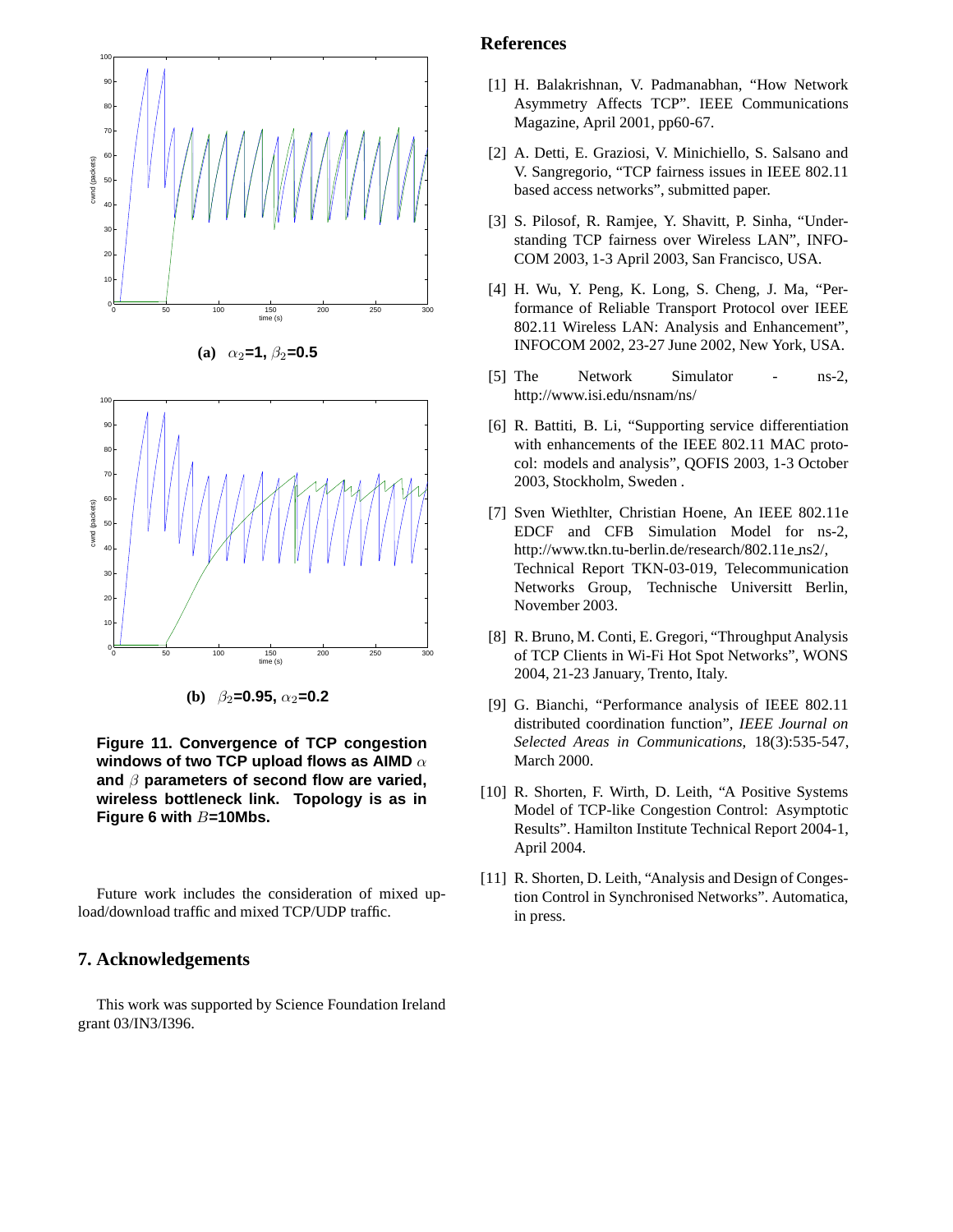100
90
80
70
60
50
40
30
20
10
0
cwnd (packets)
0 50 100 150 200 250 300
time (s)

**(a)** $\alpha_2$**=1,** $\beta_2$**=0.5**

100
90
80
70
60
50
40
30
20
10
0
cwnd (packets)
0 50 100 150 200 250 300
time (s)

**(b)** $\beta_2$**=0.95,** $\alpha_2$**=0.2**

**Figure 11. Convergence of TCP congestion windows of two TCP upload flows as AIMD** $\alpha$ **and** $\beta$ **parameters of second flow are varied, wireless bottleneck link. Topology is as in Figure 6 with** $B$**=10Mbs.**

Future work includes the consideration of mixed upload/download traffic and mixed TCP/UDP traffic.

## 7. Acknowledgements

This work was supported by Science Foundation Ireland grant 03/IN3/I396.

## References

[1] H. Balakrishnan, V. Padmanabhan, "How Network Asymmetry Affects TCP". IEEE Communications Magazine, April 2001, pp60-67.

[2] A. Detti, E. Graziosi, V. Minichiello, S. Salsano and V. Sangregorio, "TCP fairness issues in IEEE 802.11 based access networks", submitted paper.

[3] S. Pilosof, R. Ramjee, Y. Shavitt, P. Sinha, "Understanding TCP fairness over Wireless LAN", INFOCOM 2003, 1-3 April 2003, San Francisco, USA.

[4] H. Wu, Y. Peng, K. Long, S. Cheng, J. Ma, "Performance of Reliable Transport Protocol over IEEE 802.11 Wireless LAN: Analysis and Enhancement", INFOCOM 2002, 23-27 June 2002, New York, USA.

[5] The Network Simulator - ns-2, http://www.isi.edu/nsnam/ns/

[6] R. Battiti, B. Li, "Supporting service differentiation with enhancements of the IEEE 802.11 MAC protocol: models and analysis", QOFIS 2003, 1-3 October 2003, Stockholm, Sweden .

[7] Sven Wiethlter, Christian Hoene, An IEEE 802.11e EDCF and CFB Simulation Model for ns-2, http://www.tkn.tu-berlin.de/research/802.11e_ns2/, Technical Report TKN-03-019, Telecommunication Networks Group, Technische Universitt Berlin, November 2003.

[8] R. Bruno, M. Conti, E. Gregori, "Throughput Analysis of TCP Clients in Wi-Fi Hot Spot Networks", WONS 2004, 21-23 January, Trento, Italy.

[9] G. Bianchi, "Performance analysis of IEEE 802.11 distributed coordination function", *IEEE Journal on Selected Areas in Communications*, 18(3):535-547, March 2000.

[10] R. Shorten, F. Wirth, D. Leith, "A Positive Systems Model of TCP-like Congestion Control: Asymptotic Results". Hamilton Institute Technical Report 2004-1, April 2004.

[11] R. Shorten, D. Leith, "Analysis and Design of Congestion Control in Synchronised Networks". Automatica, in press.